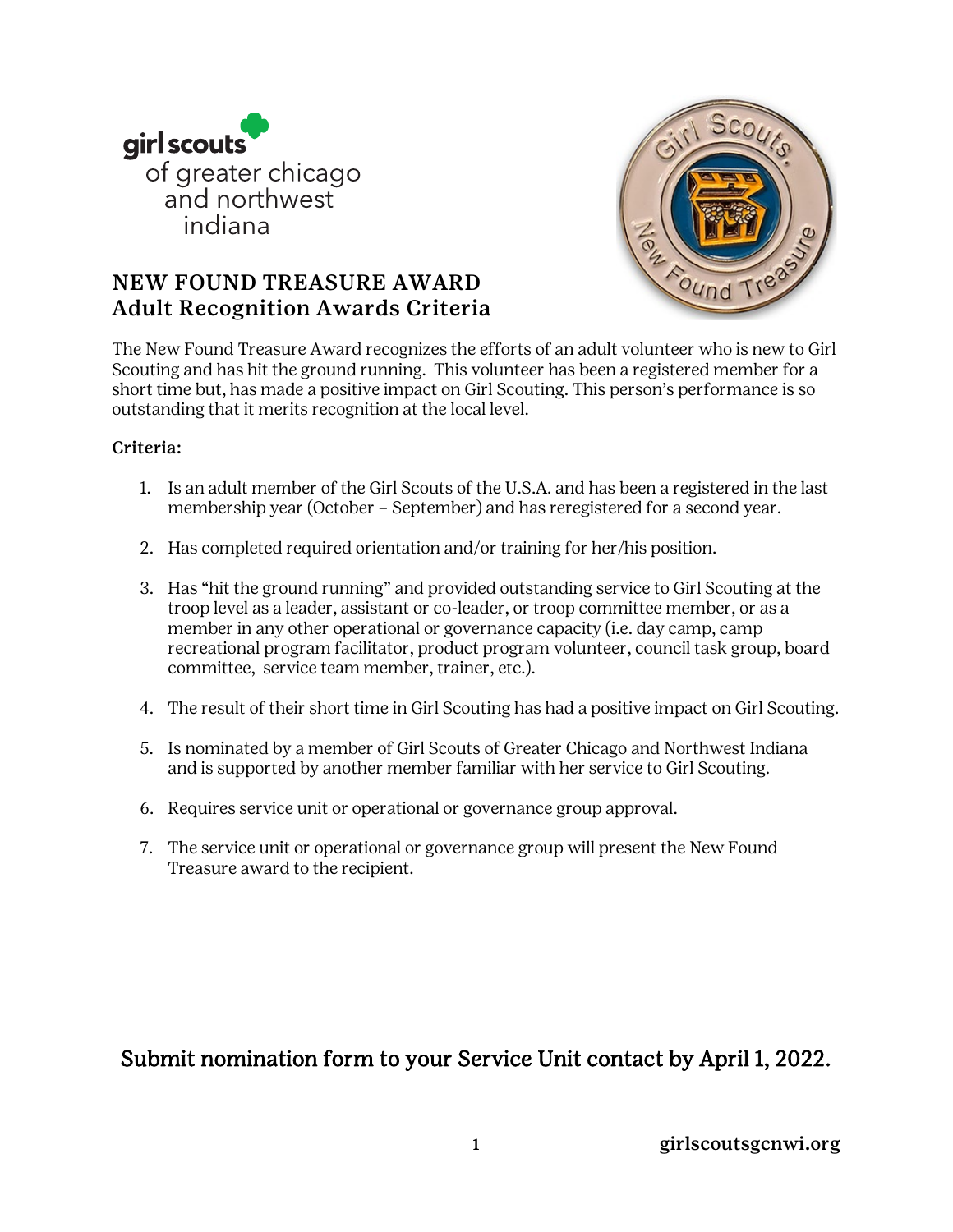girl scouts of greater chicago and northwest indiana

# NEW FOUND TREASURE AWARD
## Adult Recognition Awards Criteria

The New Found Treasure Award recognizes the efforts of an adult volunteer who is new to Girl Scouting and has hit the ground running. This volunteer has been a registered member for a short time but, has made a positive impact on Girl Scouting. This person's performance is so outstanding that it merits recognition at the local level.

**Criteria:**

1. Is an adult member of the Girl Scouts of the U.S.A. and has been a registered in the last membership year (October – September) and has reregistered for a second year.

2. Has completed required orientation and/or training for her/his position.

3. Has "hit the ground running" and provided outstanding service to Girl Scouting at the troop level as a leader, assistant or co-leader, or troop committee member, or as a member in any other operational or governance capacity (i.e. day camp, camp recreational program facilitator, product program volunteer, council task group, board committee, service team member, trainer, etc.).

4. The result of their short time in Girl Scouting has had a positive impact on Girl Scouting.

5. Is nominated by a member of Girl Scouts of Greater Chicago and Northwest Indiana and is supported by another member familiar with her service to Girl Scouting.

6. Requires service unit or operational or governance group approval.

7. The service unit or operational or governance group will present the New Found Treasure award to the recipient.

Submit nomination form to your Service Unit contact by April 1, 2022.

girlscoutsgcnwi.org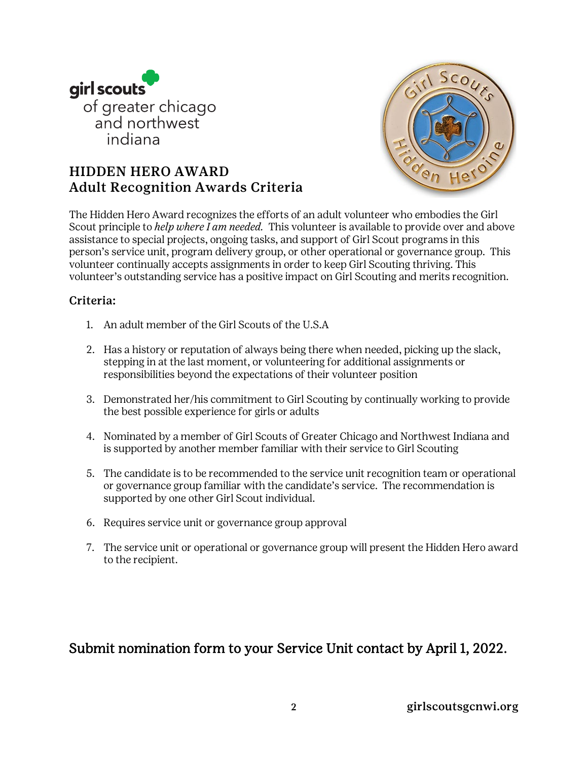girl scouts of greater chicago and northwest indiana

# HIDDEN HERO AWARD
## Adult Recognition Awards Criteria

The Hidden Hero Award recognizes the efforts of an adult volunteer who embodies the Girl Scout principle to *help where I am needed.* This volunteer is available to provide over and above assistance to special projects, ongoing tasks, and support of Girl Scout programs in this person's service unit, program delivery group, or other operational or governance group. This volunteer continually accepts assignments in order to keep Girl Scouting thriving. This volunteer's outstanding service has a positive impact on Girl Scouting and merits recognition.

### Criteria:

1. An adult member of the Girl Scouts of the U.S.A
2. Has a history or reputation of always being there when needed, picking up the slack, stepping in at the last moment, or volunteering for additional assignments or responsibilities beyond the expectations of their volunteer position
3. Demonstrated her/his commitment to Girl Scouting by continually working to provide the best possible experience for girls or adults
4. Nominated by a member of Girl Scouts of Greater Chicago and Northwest Indiana and is supported by another member familiar with their service to Girl Scouting
5. The candidate is to be recommended to the service unit recognition team or operational or governance group familiar with the candidate's service. The recommendation is supported by one other Girl Scout individual.
6. Requires service unit or governance group approval
7. The service unit or operational or governance group will present the Hidden Hero award to the recipient.

Submit nomination form to your Service Unit contact by April 1, 2022.

girlscoutsgcnwi.org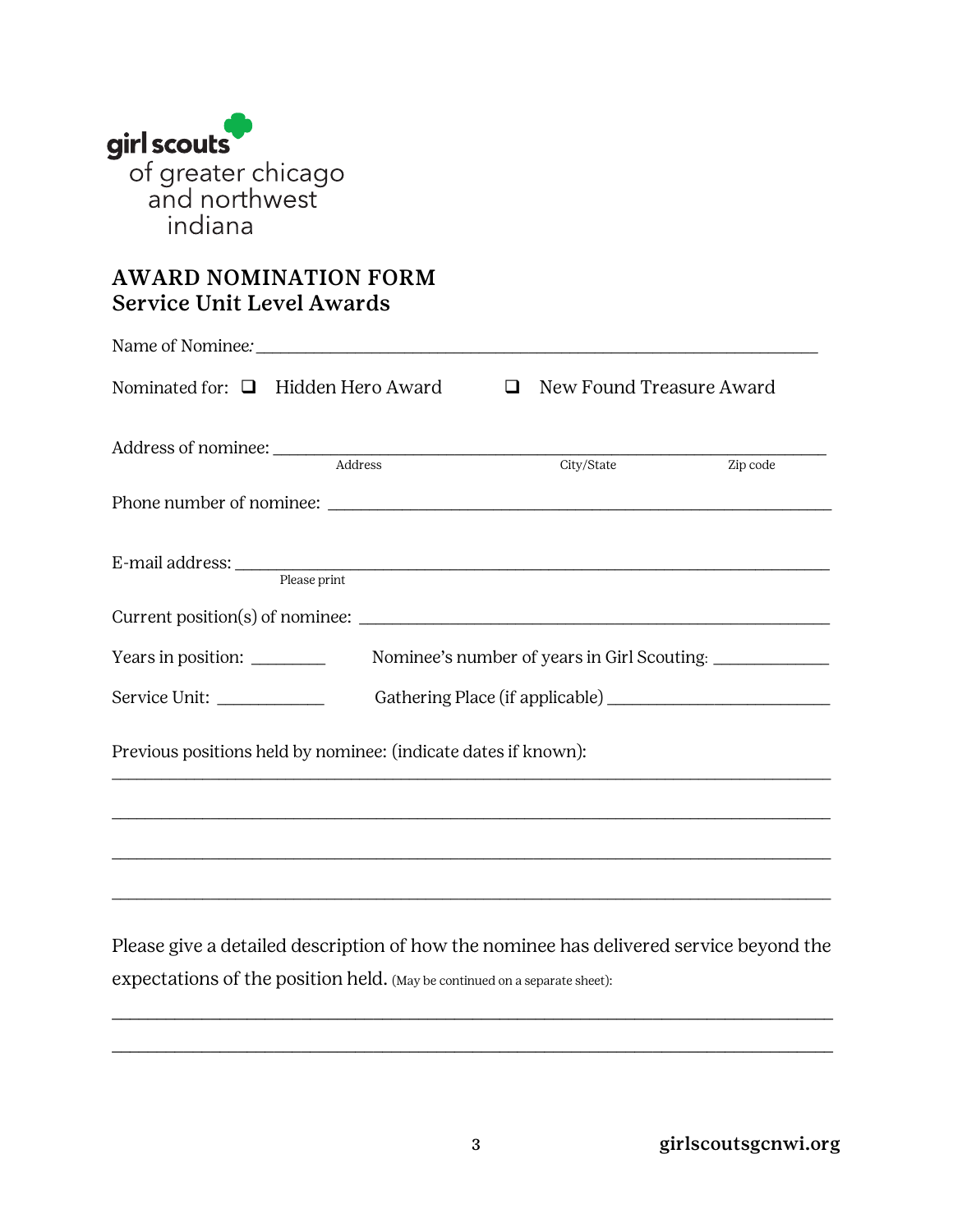girl scouts of greater chicago and northwest indiana

# AWARD NOMINATION FORM
## Service Unit Level Awards

Name of Nominee: ___________________________________________________________

Nominated for: ☐ Hidden Hero Award ☐ New Found Treasure Award

Address of nominee: ___________________________________________________________
Address City/State Zip code

Phone number of nominee: ___________________________________________________________

E-mail address: ___________________________________________________________
Please print

Current position(s) of nominee: ___________________________________________________________

Years in position: ________ Nominee's number of years in Girl Scouting: ____________

Service Unit: ____________ Gathering Place (if applicable) ________________________

Previous positions held by nominee: (indicate dates if known):

___________________________________________________________________________

___________________________________________________________________________

___________________________________________________________________________

___________________________________________________________________________

Please give a detailed description of how the nominee has delivered service beyond the expectations of the position held. (May be continued on a separate sheet):

___________________________________________________________________________

___________________________________________________________________________

girlscoutsgcnwi.org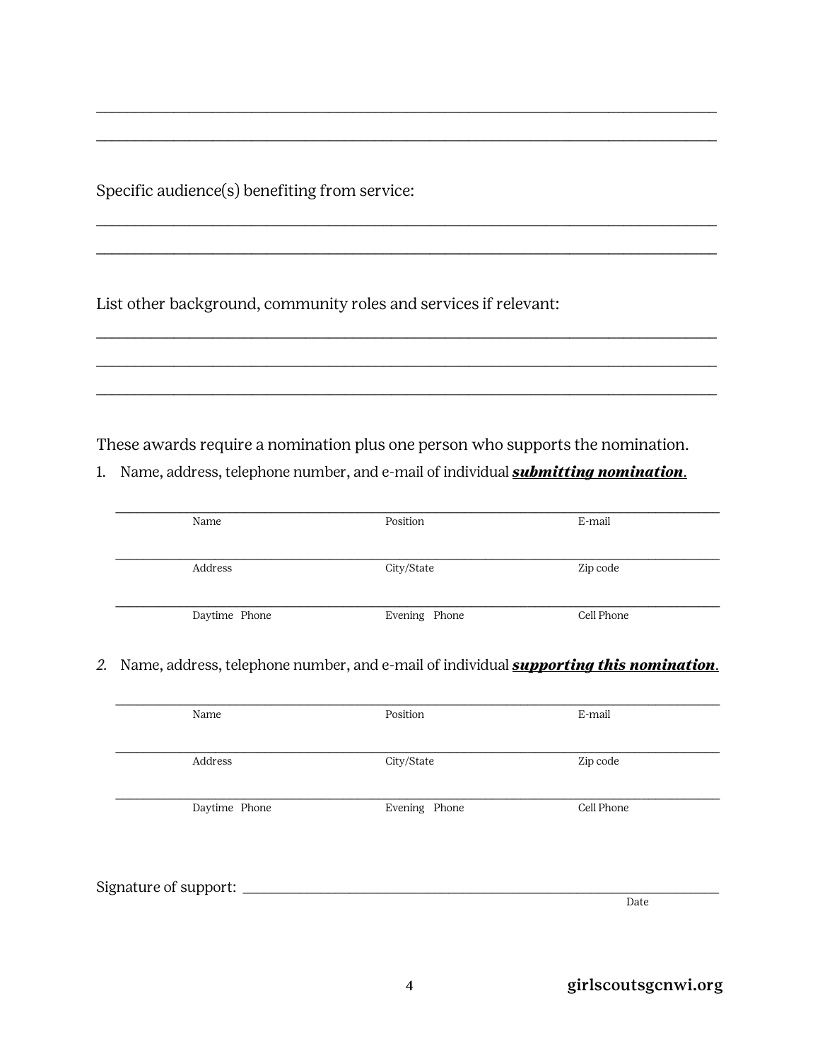\_\_\_\_\_\_\_\_\_\_\_\_\_\_\_\_\_\_\_\_\_\_\_\_\_\_\_\_\_\_\_\_\_\_\_\_\_\_\_\_\_\_\_\_\_\_\_\_\_\_\_\_\_\_\_\_\_\_\_\_\_\_\_\_\_\_\_\_\_\_\_\_\_\_\_\_

\_\_\_\_\_\_\_\_\_\_\_\_\_\_\_\_\_\_\_\_\_\_\_\_\_\_\_\_\_\_\_\_\_\_\_\_\_\_\_\_\_\_\_\_\_\_\_\_\_\_\_\_\_\_\_\_\_\_\_\_\_\_\_\_\_\_\_\_\_\_\_\_\_\_\_\_

Specific audience(s) benefiting from service:

\_\_\_\_\_\_\_\_\_\_\_\_\_\_\_\_\_\_\_\_\_\_\_\_\_\_\_\_\_\_\_\_\_\_\_\_\_\_\_\_\_\_\_\_\_\_\_\_\_\_\_\_\_\_\_\_\_\_\_\_\_\_\_\_\_\_\_\_\_\_\_\_\_\_\_\_

\_\_\_\_\_\_\_\_\_\_\_\_\_\_\_\_\_\_\_\_\_\_\_\_\_\_\_\_\_\_\_\_\_\_\_\_\_\_\_\_\_\_\_\_\_\_\_\_\_\_\_\_\_\_\_\_\_\_\_\_\_\_\_\_\_\_\_\_\_\_\_\_\_\_\_\_

List other background, community roles and services if relevant:

\_\_\_\_\_\_\_\_\_\_\_\_\_\_\_\_\_\_\_\_\_\_\_\_\_\_\_\_\_\_\_\_\_\_\_\_\_\_\_\_\_\_\_\_\_\_\_\_\_\_\_\_\_\_\_\_\_\_\_\_\_\_\_\_\_\_\_\_\_\_\_\_\_\_\_\_

\_\_\_\_\_\_\_\_\_\_\_\_\_\_\_\_\_\_\_\_\_\_\_\_\_\_\_\_\_\_\_\_\_\_\_\_\_\_\_\_\_\_\_\_\_\_\_\_\_\_\_\_\_\_\_\_\_\_\_\_\_\_\_\_\_\_\_\_\_\_\_\_\_\_\_\_

\_\_\_\_\_\_\_\_\_\_\_\_\_\_\_\_\_\_\_\_\_\_\_\_\_\_\_\_\_\_\_\_\_\_\_\_\_\_\_\_\_\_\_\_\_\_\_\_\_\_\_\_\_\_\_\_\_\_\_\_\_\_\_\_\_\_\_\_\_\_\_\_\_\_\_\_

These awards require a nomination plus one person who supports the nomination.

1. Name, address, telephone number, and e-mail of individual ***submitting nomination***.

| | | |
|---|---|---|
| Name | Position | E-mail |
| Address | City/State | Zip code |
| Daytime Phone | Evening Phone | Cell Phone |

*2.* Name, address, telephone number, and e-mail of individual ***supporting this nomination***.

| | | |
|---|---|---|
| Name | Position | E-mail |
| Address | City/State | Zip code |
| Daytime Phone | Evening Phone | Cell Phone |

Signature of support: \_\_\_\_\_\_\_\_\_\_\_\_\_\_\_\_\_\_\_\_\_\_\_\_\_\_\_\_\_\_\_\_\_\_\_\_\_\_\_\_\_\_\_\_\_\_\_\_\_\_\_\_\_\_\_\_\_\_\_\_

Date

girlscoutsgcnwi.org